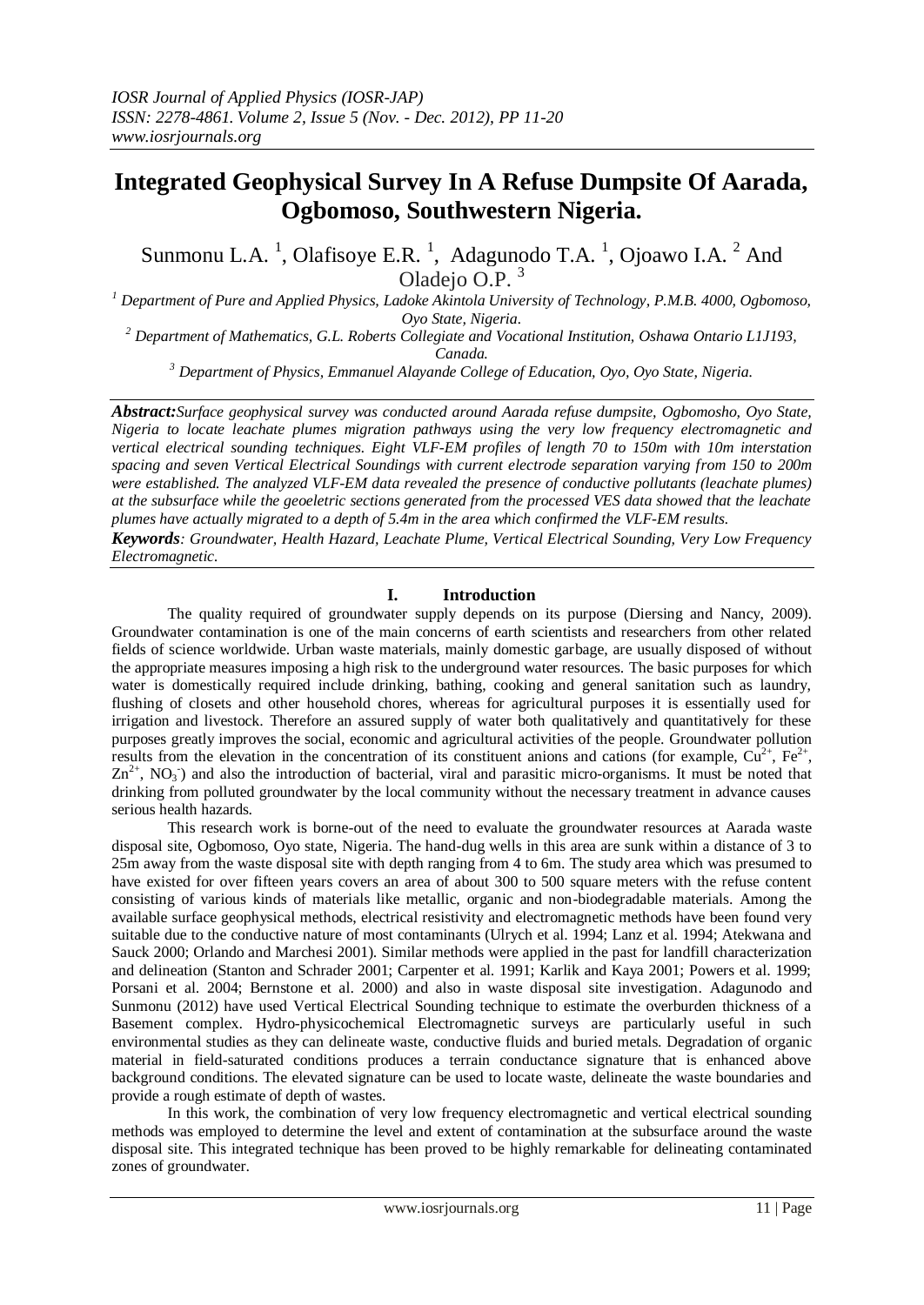# Integrated Geophysical Survey In A Refuse Dumpsite Of Aarada, Ogbomoso, Southwestern Nigeria.

Sunmonu L.A. [1], Olafisoye E.R. [1], Adagunodo T.A. [1], Ojoawo I.A. [2] And Oladejo O.P. [3]

[1] *Department of Pure and Applied Physics, Ladoke Akintola University of Technology, P.M.B. 4000, Ogbomoso, Oyo State, Nigeria.*

[2] *Department of Mathematics, G.L. Roberts Collegiate and Vocational Institution, Oshawa Ontario L1J193, Canada.*

[3] *Department of Physics, Emmanuel Alayande College of Education, Oyo, Oyo State, Nigeria.*

***Abstract:*** *Surface geophysical survey was conducted around Aarada refuse dumpsite, Ogbomosho, Oyo State, Nigeria to locate leachate plumes migration pathways using the very low frequency electromagnetic and vertical electrical sounding techniques. Eight VLF-EM profiles of length 70 to 150m with 10m interstation spacing and seven Vertical Electrical Soundings with current electrode separation varying from 150 to 200m were established. The analyzed VLF-EM data revealed the presence of conductive pollutants (leachate plumes) at the subsurface while the geoeletric sections generated from the processed VES data showed that the leachate plumes have actually migrated to a depth of 5.4m in the area which confirmed the VLF-EM results.*

***Keywords****: Groundwater, Health Hazard, Leachate Plume, Vertical Electrical Sounding, Very Low Frequency Electromagnetic.*

## I. Introduction

The quality required of groundwater supply depends on its purpose (Diersing and Nancy, 2009). Groundwater contamination is one of the main concerns of earth scientists and researchers from other related fields of science worldwide. Urban waste materials, mainly domestic garbage, are usually disposed of without the appropriate measures imposing a high risk to the underground water resources. The basic purposes for which water is domestically required include drinking, bathing, cooking and general sanitation such as laundry, flushing of closets and other household chores, whereas for agricultural purposes it is essentially used for irrigation and livestock. Therefore an assured supply of water both qualitatively and quantitatively for these purposes greatly improves the social, economic and agricultural activities of the people. Groundwater pollution results from the elevation in the concentration of its constituent anions and cations (for example, $Cu^{2+}$, $Fe^{2+}$, $Zn^{2+}$, $NO_3^-$) and also the introduction of bacterial, viral and parasitic micro-organisms. It must be noted that drinking from polluted groundwater by the local community without the necessary treatment in advance causes serious health hazards.

This research work is borne-out of the need to evaluate the groundwater resources at Aarada waste disposal site, Ogbomoso, Oyo state, Nigeria. The hand-dug wells in this area are sunk within a distance of 3 to 25m away from the waste disposal site with depth ranging from 4 to 6m. The study area which was presumed to have existed for over fifteen years covers an area of about 300 to 500 square meters with the refuse content consisting of various kinds of materials like metallic, organic and non-biodegradable materials. Among the available surface geophysical methods, electrical resistivity and electromagnetic methods have been found very suitable due to the conductive nature of most contaminants (Ulrych et al. 1994; Lanz et al. 1994; Atekwana and Sauck 2000; Orlando and Marchesi 2001). Similar methods were applied in the past for landfill characterization and delineation (Stanton and Schrader 2001; Carpenter et al. 1991; Karlik and Kaya 2001; Powers et al. 1999; Porsani et al. 2004; Bernstone et al. 2000) and also in waste disposal site investigation. Adagunodo and Sunmonu (2012) have used Vertical Electrical Sounding technique to estimate the overburden thickness of a Basement complex. Hydro-physicochemical Electromagnetic surveys are particularly useful in such environmental studies as they can delineate waste, conductive fluids and buried metals. Degradation of organic material in field-saturated conditions produces a terrain conductance signature that is enhanced above background conditions. The elevated signature can be used to locate waste, delineate the waste boundaries and provide a rough estimate of depth of wastes.

In this work, the combination of very low frequency electromagnetic and vertical electrical sounding methods was employed to determine the level and extent of contamination at the subsurface around the waste disposal site. This integrated technique has been proved to be highly remarkable for delineating contaminated zones of groundwater.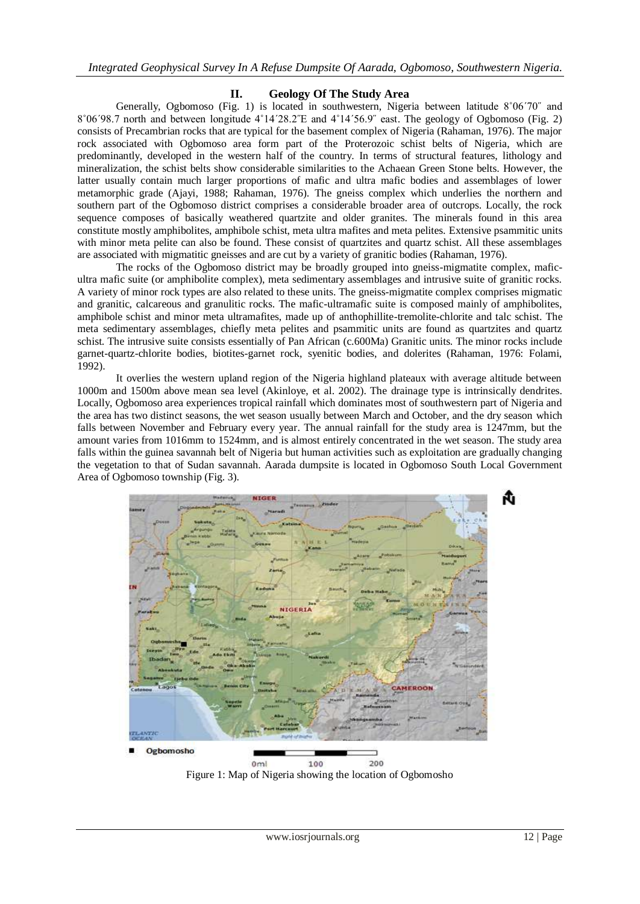## II. Geology Of The Study Area

Generally, Ogbomoso (Fig. 1) is located in southwestern, Nigeria between latitude 8˚06´70″ and 8˚06´98.7 north and between longitude 4˚14´28.2″E and 4˚14´56.9″ east. The geology of Ogbomoso (Fig. 2) consists of Precambrian rocks that are typical for the basement complex of Nigeria (Rahaman, 1976). The major rock associated with Ogbomoso area form part of the Proterozoic schist belts of Nigeria, which are predominantly, developed in the western half of the country. In terms of structural features, lithology and mineralization, the schist belts show considerable similarities to the Achaean Green Stone belts. However, the latter usually contain much larger proportions of mafic and ultra mafic bodies and assemblages of lower metamorphic grade (Ajayi, 1988; Rahaman, 1976). The gneiss complex which underlies the northern and southern part of the Ogbomoso district comprises a considerable broader area of outcrops. Locally, the rock sequence composes of basically weathered quartzite and older granites. The minerals found in this area constitute mostly amphibolites, amphibole schist, meta ultra mafites and meta pelites. Extensive psammitic units with minor meta pelite can also be found. These consist of quartzites and quartz schist. All these assemblages are associated with migmatitic gneisses and are cut by a variety of granitic bodies (Rahaman, 1976).

The rocks of the Ogbomoso district may be broadly grouped into gneiss-migmatite complex, mafic-ultra mafic suite (or amphibolite complex), meta sedimentary assemblages and intrusive suite of granitic rocks. A variety of minor rock types are also related to these units. The gneiss-migmatite complex comprises migmatic and granitic, calcareous and granulitic rocks. The mafic-ultramafic suite is composed mainly of amphibolites, amphibole schist and minor meta ultramafites, made up of anthophillite-tremolite-chlorite and talc schist. The meta sedimentary assemblages, chiefly meta pelites and psammitic units are found as quartzites and quartz schist. The intrusive suite consists essentially of Pan African (c.600Ma) Granitic units. The minor rocks include garnet-quartz-chlorite bodies, biotites-garnet rock, syenitic bodies, and dolerites (Rahaman, 1976: Folami, 1992).

It overlies the western upland region of the Nigeria highland plateaux with average altitude between 1000m and 1500m above mean sea level (Akinloye, et al. 2002). The drainage type is intrinsically dendrites. Locally, Ogbomoso area experiences tropical rainfall which dominates most of southwestern part of Nigeria and the area has two distinct seasons, the wet season usually between March and October, and the dry season which falls between November and February every year. The annual rainfall for the study area is 1247mm, but the amount varies from 1016mm to 1524mm, and is almost entirely concentrated in the wet season. The study area falls within the guinea savannah belt of Nigeria but human activities such as exploitation are gradually changing the vegetation to that of Sudan savannah. Aarada dumpsite is located in Ogbomoso South Local Government Area of Ogbomoso township (Fig. 3).

Figure 1: Map of Nigeria showing the location of Ogbomosho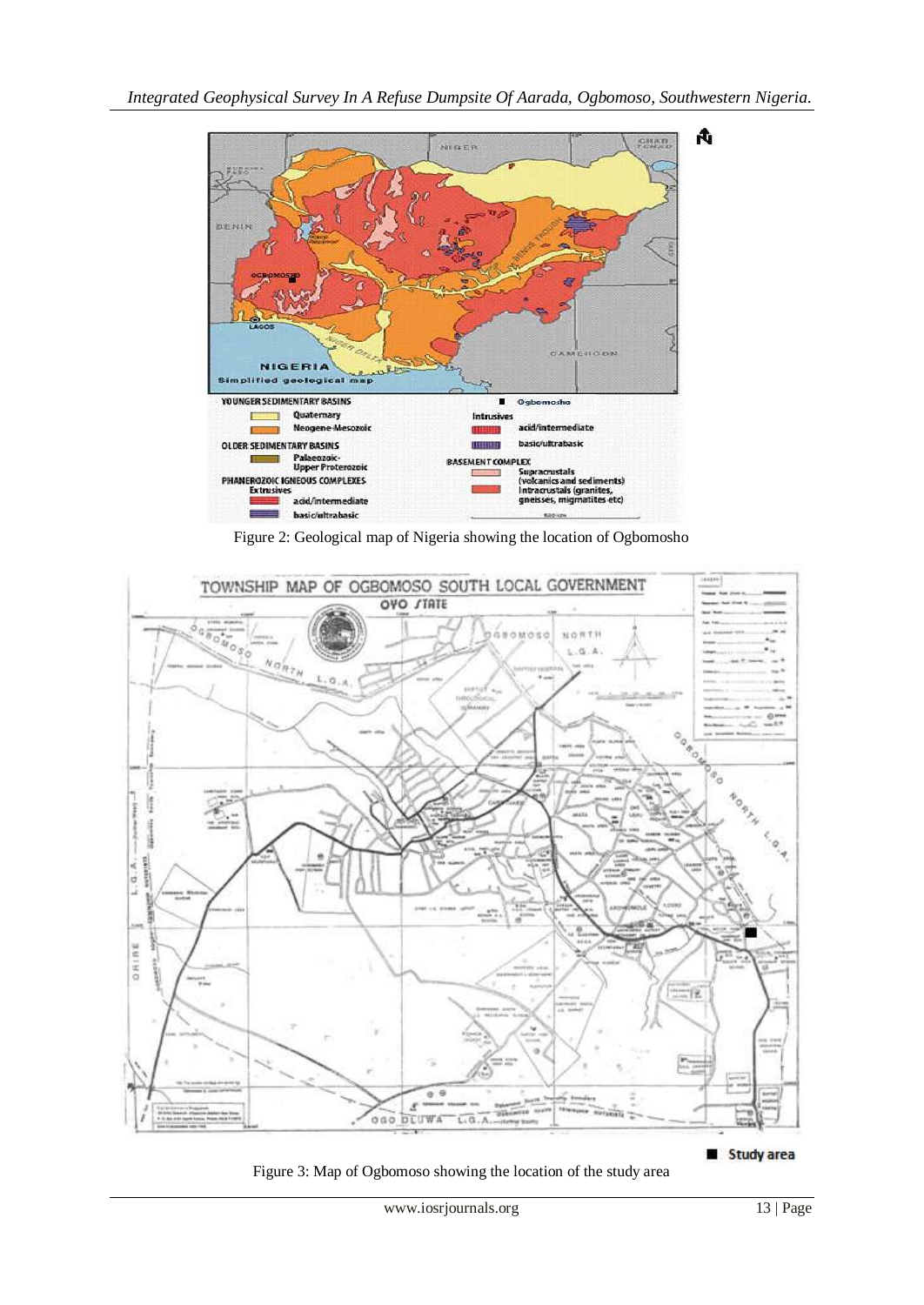Figure 2: Geological map of Nigeria showing the location of Ogbomosho

Figure 3: Map of Ogbomoso showing the location of the study area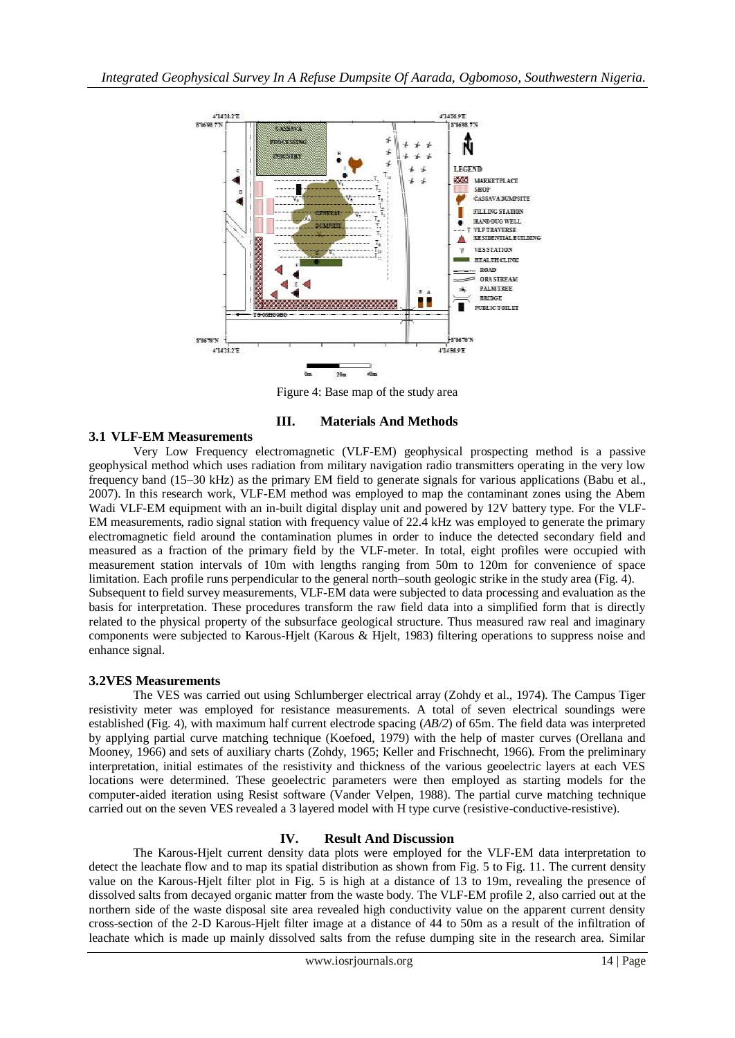Figure 4: Base map of the study area

## III. Materials And Methods

### 3.1 VLF-EM Measurements

Very Low Frequency electromagnetic (VLF-EM) geophysical prospecting method is a passive geophysical method which uses radiation from military navigation radio transmitters operating in the very low frequency band (15–30 kHz) as the primary EM field to generate signals for various applications (Babu et al., 2007). In this research work, VLF-EM method was employed to map the contaminant zones using the Abem Wadi VLF-EM equipment with an in-built digital display unit and powered by 12V battery type. For the VLF-EM measurements, radio signal station with frequency value of 22.4 kHz was employed to generate the primary electromagnetic field around the contamination plumes in order to induce the detected secondary field and measured as a fraction of the primary field by the VLF-meter. In total, eight profiles were occupied with measurement station intervals of 10m with lengths ranging from 50m to 120m for convenience of space limitation. Each profile runs perpendicular to the general north–south geologic strike in the study area (Fig. 4).

Subsequent to field survey measurements, VLF-EM data were subjected to data processing and evaluation as the basis for interpretation. These procedures transform the raw field data into a simplified form that is directly related to the physical property of the subsurface geological structure. Thus measured raw real and imaginary components were subjected to Karous-Hjelt (Karous & Hjelt, 1983) filtering operations to suppress noise and enhance signal.

### 3.2VES Measurements

The VES was carried out using Schlumberger electrical array (Zohdy et al., 1974). The Campus Tiger resistivity meter was employed for resistance measurements. A total of seven electrical soundings were established (Fig. 4), with maximum half current electrode spacing (*AB/2*) of 65m. The field data was interpreted by applying partial curve matching technique (Koefoed, 1979) with the help of master curves (Orellana and Mooney, 1966) and sets of auxiliary charts (Zohdy, 1965; Keller and Frischnecht, 1966). From the preliminary interpretation, initial estimates of the resistivity and thickness of the various geoelectric layers at each VES locations were determined. These geoelectric parameters were then employed as starting models for the computer-aided iteration using Resist software (Vander Velpen, 1988). The partial curve matching technique carried out on the seven VES revealed a 3 layered model with H type curve (resistive-conductive-resistive).

## IV. Result And Discussion

The Karous-Hjelt current density data plots were employed for the VLF-EM data interpretation to detect the leachate flow and to map its spatial distribution as shown from Fig. 5 to Fig. 11. The current density value on the Karous-Hjelt filter plot in Fig. 5 is high at a distance of 13 to 19m, revealing the presence of dissolved salts from decayed organic matter from the waste body. The VLF-EM profile 2, also carried out at the northern side of the waste disposal site area revealed high conductivity value on the apparent current density cross-section of the 2-D Karous-Hjelt filter image at a distance of 44 to 50m as a result of the infiltration of leachate which is made up mainly dissolved salts from the refuse dumping site in the research area. Similar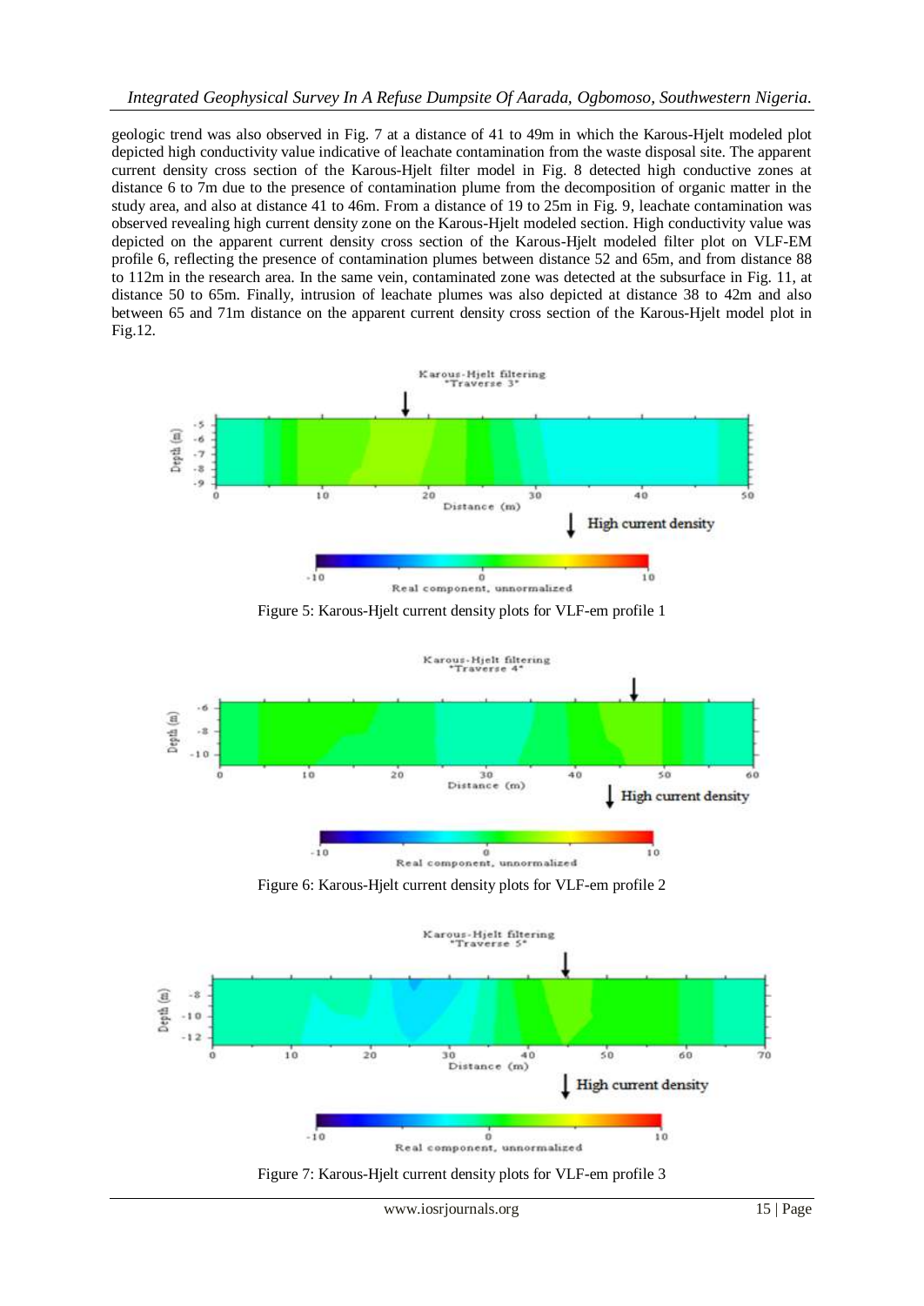geologic trend was also observed in Fig. 7 at a distance of 41 to 49m in which the Karous-Hjelt modeled plot depicted high conductivity value indicative of leachate contamination from the waste disposal site. The apparent current density cross section of the Karous-Hjelt filter model in Fig. 8 detected high conductive zones at distance 6 to 7m due to the presence of contamination plume from the decomposition of organic matter in the study area, and also at distance 41 to 46m. From a distance of 19 to 25m in Fig. 9, leachate contamination was observed revealing high current density zone on the Karous-Hjelt modeled section. High conductivity value was depicted on the apparent current density cross section of the Karous-Hjelt modeled filter plot on VLF-EM profile 6, reflecting the presence of contamination plumes between distance 52 and 65m, and from distance 88 to 112m in the research area. In the same vein, contaminated zone was detected at the subsurface in Fig. 11, at distance 50 to 65m. Finally, intrusion of leachate plumes was also depicted at distance 38 to 42m and also between 65 and 71m distance on the apparent current density cross section of the Karous-Hjelt model plot in Fig.12.

Figure 5: Karous-Hjelt current density plots for VLF-em profile 1

Figure 6: Karous-Hjelt current density plots for VLF-em profile 2

Figure 7: Karous-Hjelt current density plots for VLF-em profile 3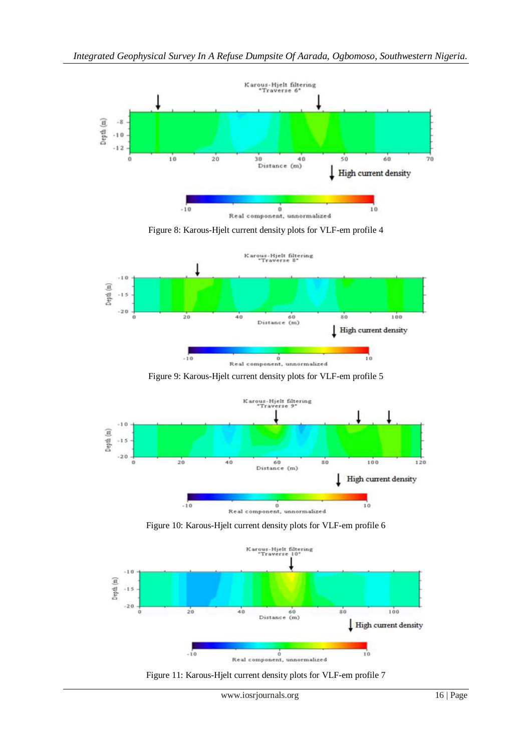Figure 8: Karous-Hjelt current density plots for VLF-em profile 4

Figure 9: Karous-Hjelt current density plots for VLF-em profile 5

Figure 10: Karous-Hjelt current density plots for VLF-em profile 6

Figure 11: Karous-Hjelt current density plots for VLF-em profile 7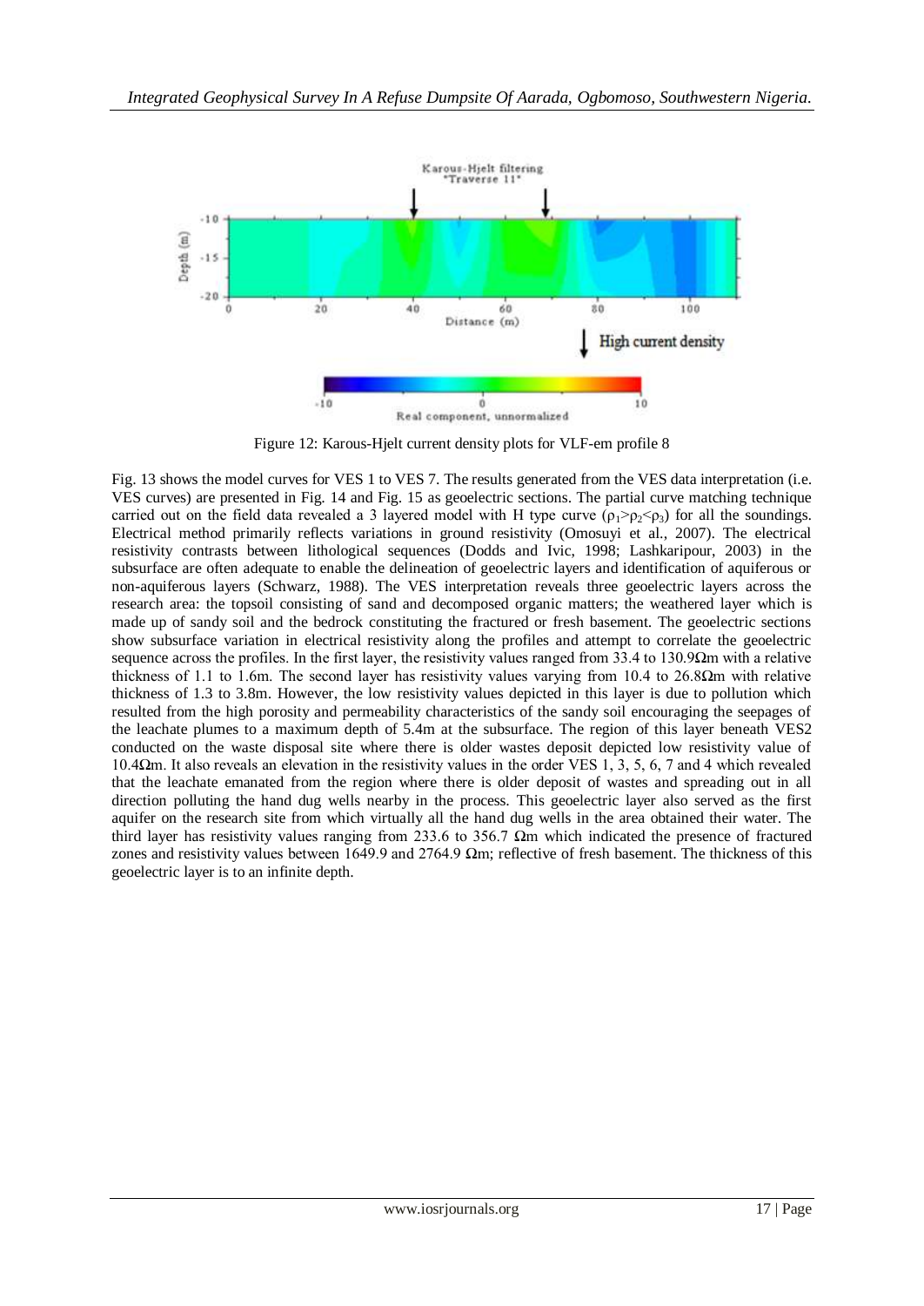Figure 12: Karous-Hjelt current density plots for VLF-em profile 8

Fig. 13 shows the model curves for VES 1 to VES 7. The results generated from the VES data interpretation (i.e. VES curves) are presented in Fig. 14 and Fig. 15 as geoelectric sections. The partial curve matching technique carried out on the field data revealed a 3 layered model with H type curve ($\rho_1 > \rho_2 < \rho_3$) for all the soundings. Electrical method primarily reflects variations in ground resistivity (Omosuyi et al., 2007). The electrical resistivity contrasts between lithological sequences (Dodds and Ivic, 1998; Lashkaripour, 2003) in the subsurface are often adequate to enable the delineation of geoelectric layers and identification of aquiferous or non-aquiferous layers (Schwarz, 1988). The VES interpretation reveals three geoelectric layers across the research area: the topsoil consisting of sand and decomposed organic matters; the weathered layer which is made up of sandy soil and the bedrock constituting the fractured or fresh basement. The geoelectric sections show subsurface variation in electrical resistivity along the profiles and attempt to correlate the geoelectric sequence across the profiles. In the first layer, the resistivity values ranged from 33.4 to 130.9Ωm with a relative thickness of 1.1 to 1.6m. The second layer has resistivity values varying from 10.4 to 26.8Ωm with relative thickness of 1.3 to 3.8m. However, the low resistivity values depicted in this layer is due to pollution which resulted from the high porosity and permeability characteristics of the sandy soil encouraging the seepages of the leachate plumes to a maximum depth of 5.4m at the subsurface. The region of this layer beneath VES2 conducted on the waste disposal site where there is older wastes deposit depicted low resistivity value of 10.4Ωm. It also reveals an elevation in the resistivity values in the order VES 1, 3, 5, 6, 7 and 4 which revealed that the leachate emanated from the region where there is older deposit of wastes and spreading out in all direction polluting the hand dug wells nearby in the process. This geoelectric layer also served as the first aquifer on the research site from which virtually all the hand dug wells in the area obtained their water. The third layer has resistivity values ranging from 233.6 to 356.7 Ωm which indicated the presence of fractured zones and resistivity values between 1649.9 and 2764.9 Ωm; reflective of fresh basement. The thickness of this geoelectric layer is to an infinite depth.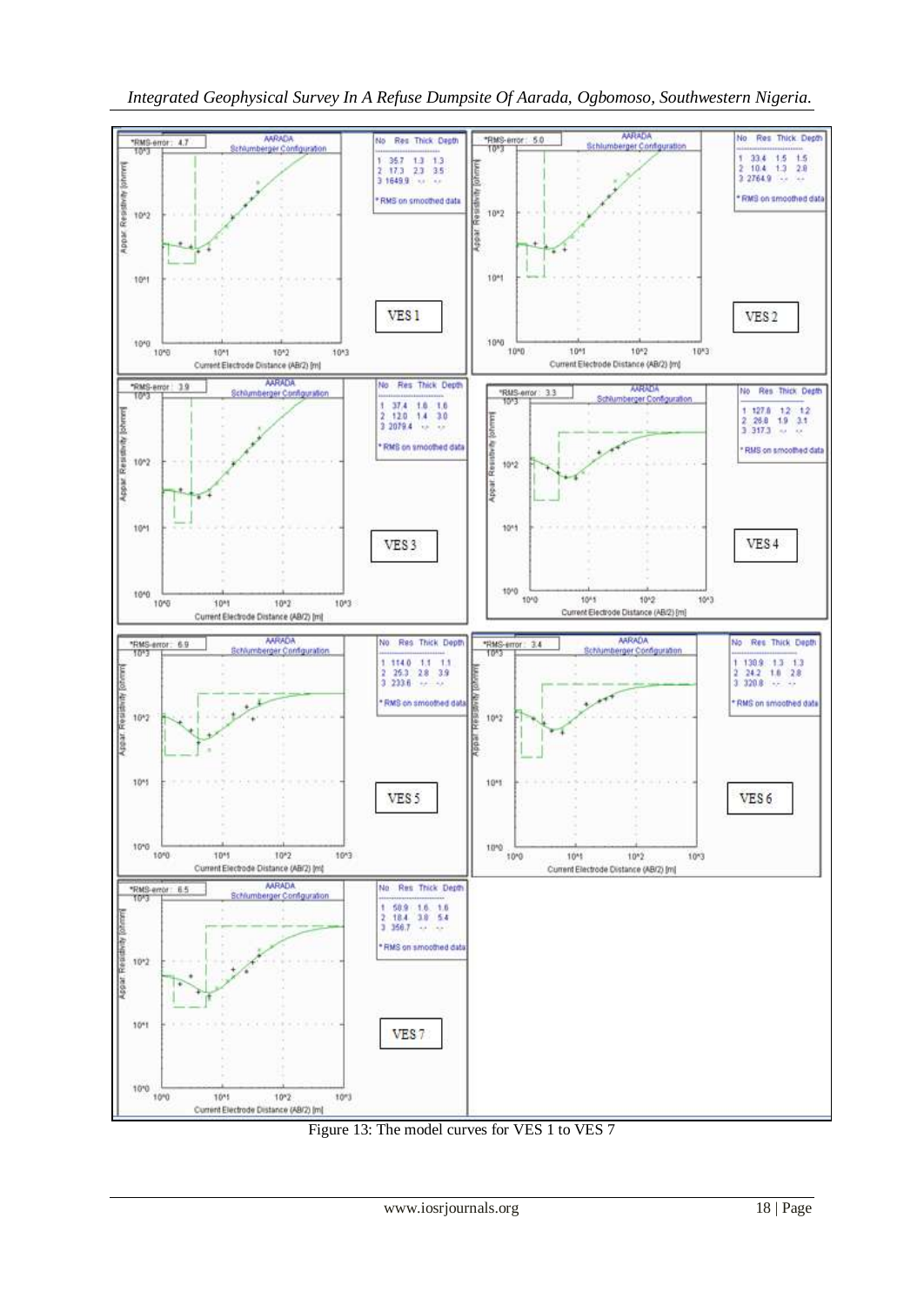Figure 13: The model curves for VES 1 to VES 7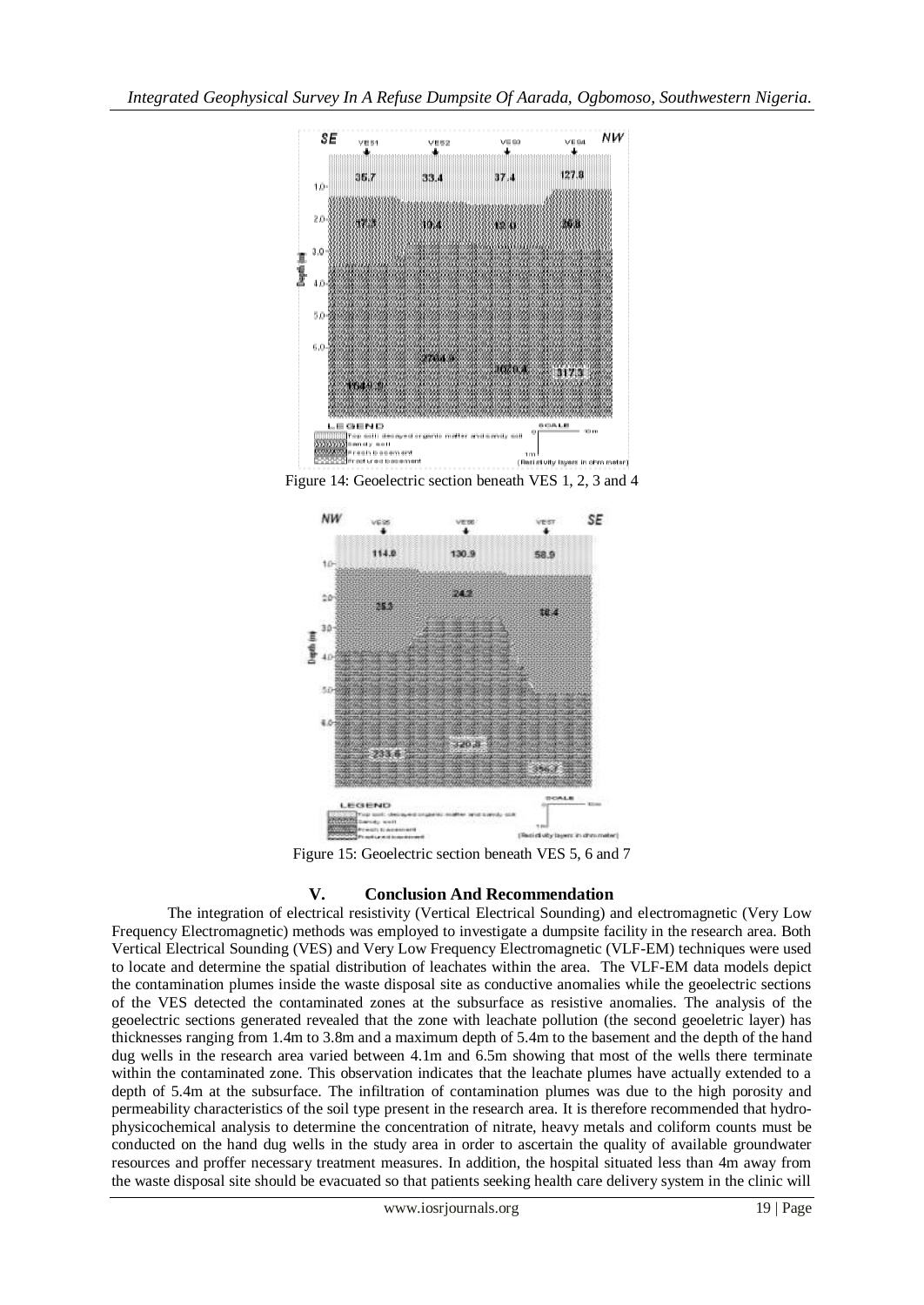Figure 14: Geoelectric section beneath VES 1, 2, 3 and 4

Figure 15: Geoelectric section beneath VES 5, 6 and 7

## V. Conclusion And Recommendation

The integration of electrical resistivity (Vertical Electrical Sounding) and electromagnetic (Very Low Frequency Electromagnetic) methods was employed to investigate a dumpsite facility in the research area. Both Vertical Electrical Sounding (VES) and Very Low Frequency Electromagnetic (VLF-EM) techniques were used to locate and determine the spatial distribution of leachates within the area. The VLF-EM data models depict the contamination plumes inside the waste disposal site as conductive anomalies while the geoelectric sections of the VES detected the contaminated zones at the subsurface as resistive anomalies. The analysis of the geoelectric sections generated revealed that the zone with leachate pollution (the second geoeletric layer) has thicknesses ranging from 1.4m to 3.8m and a maximum depth of 5.4m to the basement and the depth of the hand dug wells in the research area varied between 4.1m and 6.5m showing that most of the wells there terminate within the contaminated zone. This observation indicates that the leachate plumes have actually extended to a depth of 5.4m at the subsurface. The infiltration of contamination plumes was due to the high porosity and permeability characteristics of the soil type present in the research area. It is therefore recommended that hydro-physicochemical analysis to determine the concentration of nitrate, heavy metals and coliform counts must be conducted on the hand dug wells in the study area in order to ascertain the quality of available groundwater resources and proffer necessary treatment measures. In addition, the hospital situated less than 4m away from the waste disposal site should be evacuated so that patients seeking health care delivery system in the clinic will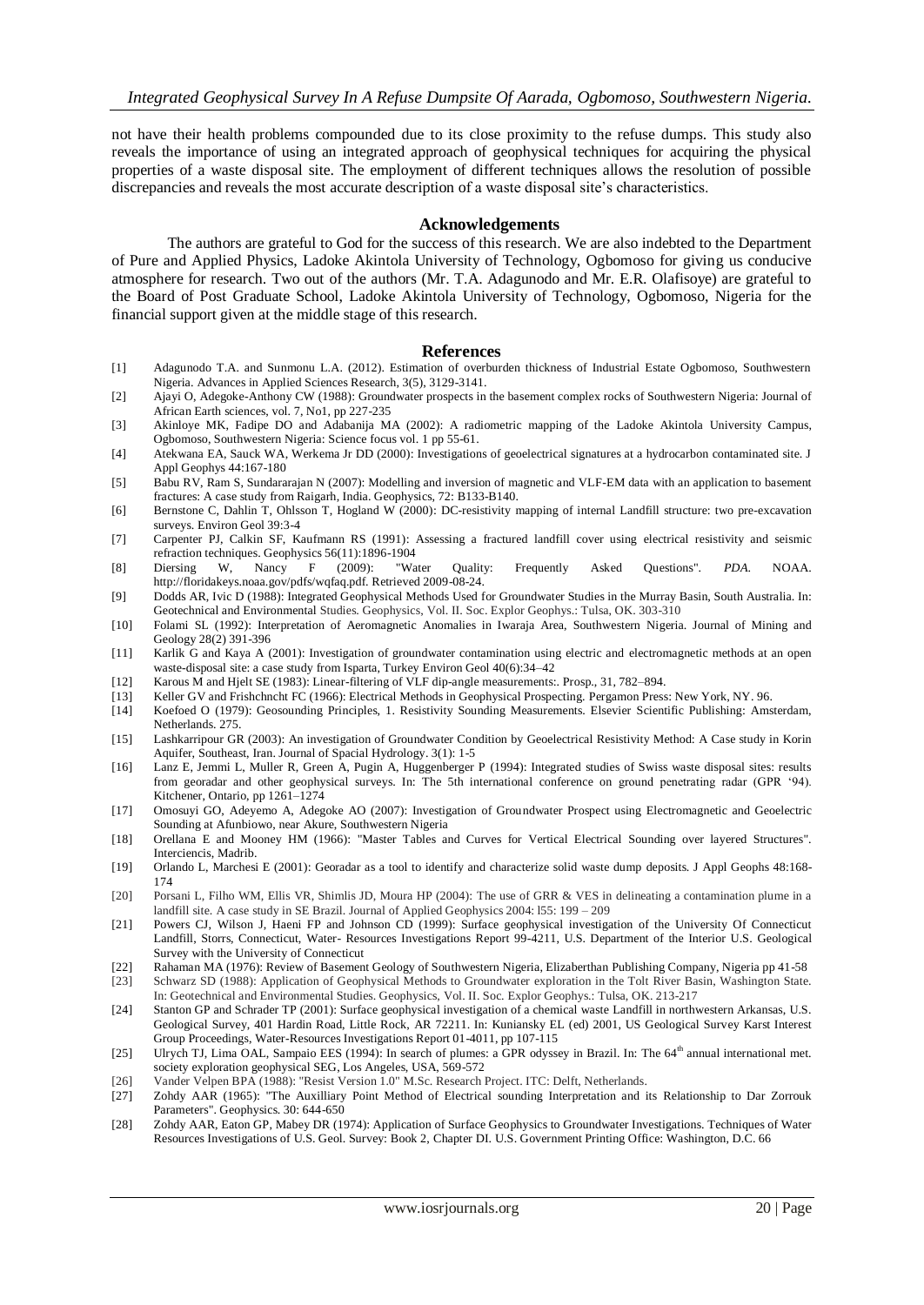not have their health problems compounded due to its close proximity to the refuse dumps. This study also reveals the importance of using an integrated approach of geophysical techniques for acquiring the physical properties of a waste disposal site. The employment of different techniques allows the resolution of possible discrepancies and reveals the most accurate description of a waste disposal site's characteristics.

## Acknowledgements

The authors are grateful to God for the success of this research. We are also indebted to the Department of Pure and Applied Physics, Ladoke Akintola University of Technology, Ogbomoso for giving us conducive atmosphere for research. Two out of the authors (Mr. T.A. Adagunodo and Mr. E.R. Olafisoye) are grateful to the Board of Post Graduate School, Ladoke Akintola University of Technology, Ogbomoso, Nigeria for the financial support given at the middle stage of this research.

## References

[1] Adagunodo T.A. and Sunmonu L.A. (2012). Estimation of overburden thickness of Industrial Estate Ogbomoso, Southwestern Nigeria. Advances in Applied Sciences Research, 3(5), 3129-3141.

[2] Ajayi O, Adegoke-Anthony CW (1988): Groundwater prospects in the basement complex rocks of Southwestern Nigeria: Journal of African Earth sciences, vol. 7, No1, pp 227-235

[3] Akinloye MK, Fadipe DO and Adabanija MA (2002): A radiometric mapping of the Ladoke Akintola University Campus, Ogbomoso, Southwestern Nigeria: Science focus vol. 1 pp 55-61.

[4] Atekwana EA, Sauck WA, Werkema Jr DD (2000): Investigations of geoelectrical signatures at a hydrocarbon contaminated site. J Appl Geophys 44:167-180

[5] Babu RV, Ram S, Sundararajan N (2007): Modelling and inversion of magnetic and VLF-EM data with an application to basement fractures: A case study from Raigarh, India. Geophysics, 72: B133-B140.

[6] Bernstone C, Dahlin T, Ohlsson T, Hogland W (2000): DC-resistivity mapping of internal Landfill structure: two pre-excavation surveys. Environ Geol 39:3-4

[7] Carpenter PJ, Calkin SF, Kaufmann RS (1991): Assessing a fractured landfill cover using electrical resistivity and seismic refraction techniques. Geophysics 56(11):1896-1904

[8] Diersing W, Nancy F (2009): "Water Quality: Frequently Asked Questions". *PDA.* NOAA. http://floridakeys.noaa.gov/pdfs/wqfaq.pdf. Retrieved 2009-08-24.

[9] Dodds AR, Ivic D (1988): Integrated Geophysical Methods Used for Groundwater Studies in the Murray Basin, South Australia. In: Geotechnical and Environmental Studies. Geophysics, Vol. II. Soc. Explor Geophys.: Tulsa, OK. 303-310

[10] Folami SL (1992): Interpretation of Aeromagnetic Anomalies in Iwaraja Area, Southwestern Nigeria. Journal of Mining and Geology 28(2) 391-396

[11] Karlik G and Kaya A (2001): Investigation of groundwater contamination using electric and electromagnetic methods at an open waste-disposal site: a case study from Isparta, Turkey Environ Geol 40(6):34–42

[12] Karous M and Hjelt SE (1983): Linear-filtering of VLF dip-angle measurements:. Prosp., 31, 782–894.

[13] Keller GV and Frishchncht FC (1966): Electrical Methods in Geophysical Prospecting. Pergamon Press: New York, NY. 96.

[14] Koefoed O (1979): Geosounding Principles, 1. Resistivity Sounding Measurements. Elsevier Scientific Publishing: Amsterdam, Netherlands. 275.

[15] Lashkarripour GR (2003): An investigation of Groundwater Condition by Geoelectrical Resistivity Method: A Case study in Korin Aquifer, Southeast, Iran. Journal of Spacial Hydrology. 3(1): 1-5

[16] Lanz E, Jemmi L, Muller R, Green A, Pugin A, Huggenberger P (1994): Integrated studies of Swiss waste disposal sites: results from georadar and other geophysical surveys. In: The 5th international conference on ground penetrating radar (GPR '94). Kitchener, Ontario, pp 1261–1274

[17] Omosuyi GO, Adeyemo A, Adegoke AO (2007): Investigation of Groundwater Prospect using Electromagnetic and Geoelectric Sounding at Afunbiowo, near Akure, Southwestern Nigeria

[18] Orellana E and Mooney HM (1966): "Master Tables and Curves for Vertical Electrical Sounding over layered Structures". Interciencis, Madrib.

[19] Orlando L, Marchesi E (2001): Georadar as a tool to identify and characterize solid waste dump deposits. J Appl Geophs 48:168-174

[20] Porsani L, Filho WM, Ellis VR, Shimlis JD, Moura HP (2004): The use of GRR & VES in delineating a contamination plume in a landfill site. A case study in SE Brazil. Journal of Applied Geophysics 2004: l55: 199 – 209

[21] Powers CJ, Wilson J, Haeni FP and Johnson CD (1999): Surface geophysical investigation of the University Of Connecticut Landfill, Storrs, Connecticut, Water- Resources Investigations Report 99-4211, U.S. Department of the Interior U.S. Geological Survey with the University of Connecticut

[22] Rahaman MA (1976): Review of Basement Geology of Southwestern Nigeria, Elizaberthan Publishing Company, Nigeria pp 41-58

[23] Schwarz SD (1988): Application of Geophysical Methods to Groundwater exploration in the Tolt River Basin, Washington State. In: Geotechnical and Environmental Studies. Geophysics, Vol. II. Soc. Explor Geophys.: Tulsa, OK. 213-217

[24] Stanton GP and Schrader TP (2001): Surface geophysical investigation of a chemical waste Landfill in northwestern Arkansas, U.S. Geological Survey, 401 Hardin Road, Little Rock, AR 72211. In: Kuniansky EL (ed) 2001, US Geological Survey Karst Interest Group Proceedings, Water-Resources Investigations Report 01-4011, pp 107-115

[25] Ulrych TJ, Lima OAL, Sampaio EES (1994): In search of plumes: a GPR odyssey in Brazil. In: The 64th annual international met. society exploration geophysical SEG, Los Angeles, USA, 569-572

[26] Vander Velpen BPA (1988): "Resist Version 1.0" M.Sc. Research Project. ITC: Delft, Netherlands.

[27] Zohdy AAR (1965): "The Auxilliary Point Method of Electrical sounding Interpretation and its Relationship to Dar Zorrouk Parameters". Geophysics. 30: 644-650

[28] Zohdy AAR, Eaton GP, Mabey DR (1974): Application of Surface Geophysics to Groundwater Investigations. Techniques of Water Resources Investigations of U.S. Geol. Survey: Book 2, Chapter DI. U.S. Government Printing Office: Washington, D.C. 66